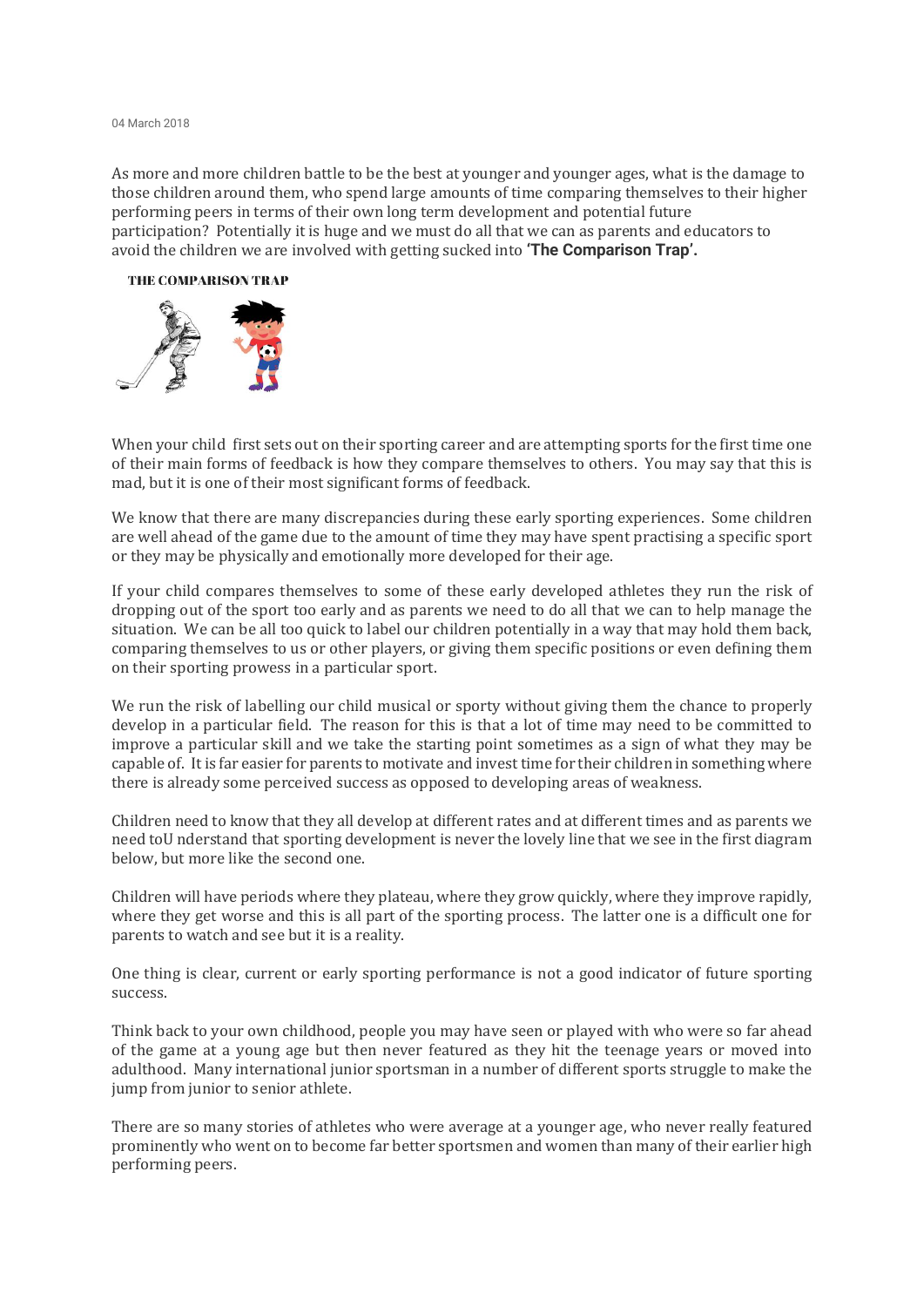04 March 2018

As more and more children battle to be the best at younger and younger ages, what is the damage to those children around them, who spend large amounts of time comparing themselves to their higher performing peers in terms of their own long term development and potential future participation? Potentially it is huge and we must do all that we can as parents and educators to avoid the children we are involved with getting sucked into **'The Comparison Trap'.**

**THE COMPARISON TRAP**

When your child first sets out on their sporting career and are attempting sports for the first time one of their main forms of feedback is how they compare themselves to others. You may say that this is mad, but it is one of their most significant forms of feedback.

We know that there are many discrepancies during these early sporting experiences. Some children are well ahead of the game due to the amount of time they may have spent practising a specific sport or they may be physically and emotionally more developed for their age.

If your child compares themselves to some of these early developed athletes they run the risk of dropping out of the sport too early and as parents we need to do all that we can to help manage the situation. We can be all too quick to label our children potentially in a way that may hold them back, comparing themselves to us or other players, or giving them specific positions or even defining them on their sporting prowess in a particular sport.

We run the risk of labelling our child musical or sporty without giving them the chance to properly develop in a particular field. The reason for this is that a lot of time may need to be committed to improve a particular skill and we take the starting point sometimes as a sign of what they may be capable of. It is far easier for parents to motivate and invest time for their children in something where there is already some perceived success as opposed to developing areas of weakness.

Children need to know that they all develop at different rates and at different times and as parents we need toU nderstand that sporting development is never the lovely line that we see in the first diagram below, but more like the second one.

Children will have periods where they plateau, where they grow quickly, where they improve rapidly, where they get worse and this is all part of the sporting process. The latter one is a difficult one for parents to watch and see but it is a reality.

One thing is clear, current or early sporting performance is not a good indicator of future sporting success.

Think back to your own childhood, people you may have seen or played with who were so far ahead of the game at a young age but then never featured as they hit the teenage years or moved into adulthood. Many international junior sportsman in a number of different sports struggle to make the jump from junior to senior athlete.

There are so many stories of athletes who were average at a younger age, who never really featured prominently who went on to become far better sportsmen and women than many of their earlier high performing peers.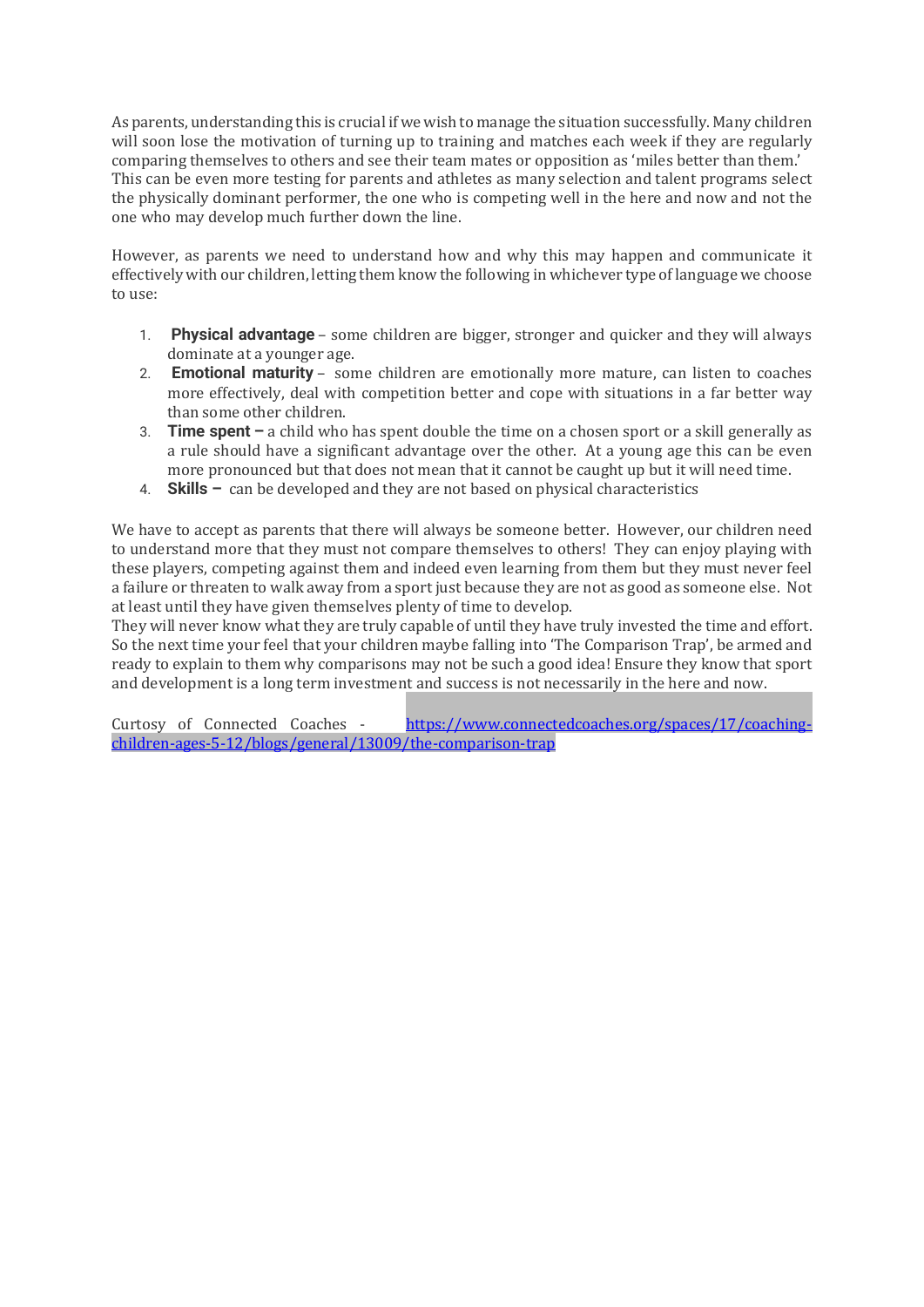As parents, understanding this is crucial if we wish to manage the situation successfully. Many children will soon lose the motivation of turning up to training and matches each week if they are regularly comparing themselves to others and see their team mates or opposition as 'miles better than them.' This can be even more testing for parents and athletes as many selection and talent programs select the physically dominant performer, the one who is competing well in the here and now and not the one who may develop much further down the line.

However, as parents we need to understand how and why this may happen and communicate it effectively with our children, letting them know the following in whichever type of language we choose to use:

1. **Physical advantage** – some children are bigger, stronger and quicker and they will always dominate at a younger age.
2. **Emotional maturity** – some children are emotionally more mature, can listen to coaches more effectively, deal with competition better and cope with situations in a far better way than some other children.
3. **Time spent –** a child who has spent double the time on a chosen sport or a skill generally as a rule should have a significant advantage over the other. At a young age this can be even more pronounced but that does not mean that it cannot be caught up but it will need time.
4. **Skills –** can be developed and they are not based on physical characteristics

We have to accept as parents that there will always be someone better. However, our children need to understand more that they must not compare themselves to others! They can enjoy playing with these players, competing against them and indeed even learning from them but they must never feel a failure or threaten to walk away from a sport just because they are not as good as someone else. Not at least until they have given themselves plenty of time to develop.
They will never know what they are truly capable of until they have truly invested the time and effort. So the next time your feel that your children maybe falling into 'The Comparison Trap', be armed and ready to explain to them why comparisons may not be such a good idea! Ensure they know that sport and development is a long term investment and success is not necessarily in the here and now.

Curtosy of Connected Coaches - https://www.connectedcoaches.org/spaces/17/coaching-children-ages-5-12/blogs/general/13009/the-comparison-trap